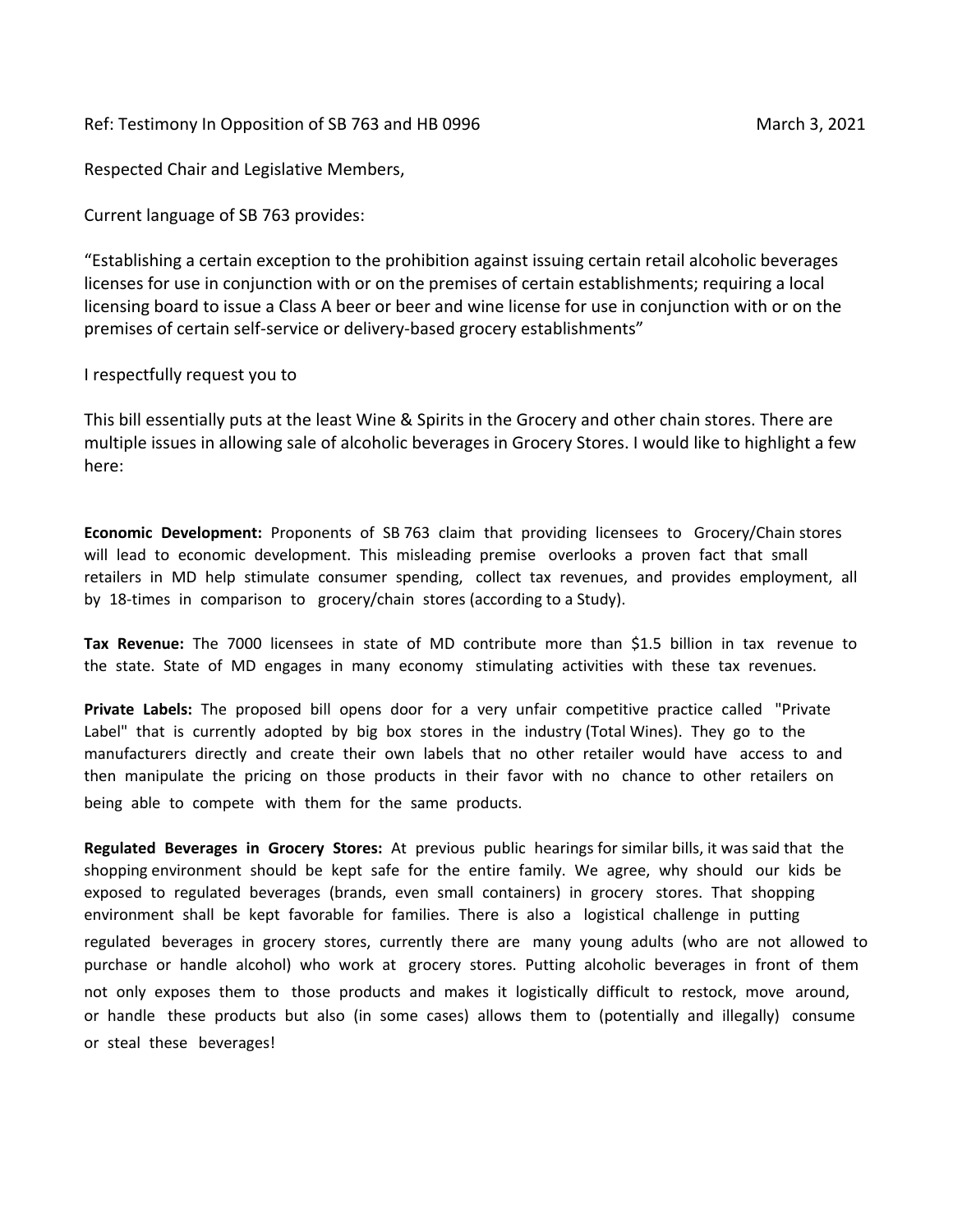Ref: Testimony In Opposition of SB 763 and HB 0996 March 3, 2021

Respected Chair and Legislative Members,

Current language of SB 763 provides:

"Establishing a certain exception to the prohibition against issuing certain retail alcoholic beverages licenses for use in conjunction with or on the premises of certain establishments; requiring a local licensing board to issue a Class A beer or beer and wine license for use in conjunction with or on the premises of certain self-service or delivery-based grocery establishments"

I respectfully request you to

This bill essentially puts at the least Wine & Spirits in the Grocery and other chain stores. There are multiple issues in allowing sale of alcoholic beverages in Grocery Stores. I would like to highlight a few here:

**Economic Development:** Proponents of SB 763 claim that providing licensees to Grocery/Chain stores will lead to economic development. This misleading premise overlooks a proven fact that small retailers in MD help stimulate consumer spending, collect tax revenues, and provides employment, all by 18-times in comparison to grocery/chain stores (according to a Study).

**Tax Revenue:** The 7000 licensees in state of MD contribute more than $1.5 billion in tax revenue to the state. State of MD engages in many economy stimulating activities with these tax revenues.

**Private Labels:** The proposed bill opens door for a very unfair competitive practice called "Private Label" that is currently adopted by big box stores in the industry (Total Wines). They go to the manufacturers directly and create their own labels that no other retailer would have access to and then manipulate the pricing on those products in their favor with no chance to other retailers on being able to compete with them for the same products.

**Regulated Beverages in Grocery Stores:** At previous public hearings for similar bills, it was said that the shopping environment should be kept safe for the entire family. We agree, why should our kids be exposed to regulated beverages (brands, even small containers) in grocery stores. That shopping environment shall be kept favorable for families. There is also a logistical challenge in putting regulated beverages in grocery stores, currently there are many young adults (who are not allowed to purchase or handle alcohol) who work at grocery stores. Putting alcoholic beverages in front of them not only exposes them to those products and makes it logistically difficult to restock, move around, or handle these products but also (in some cases) allows them to (potentially and illegally) consume or steal these beverages!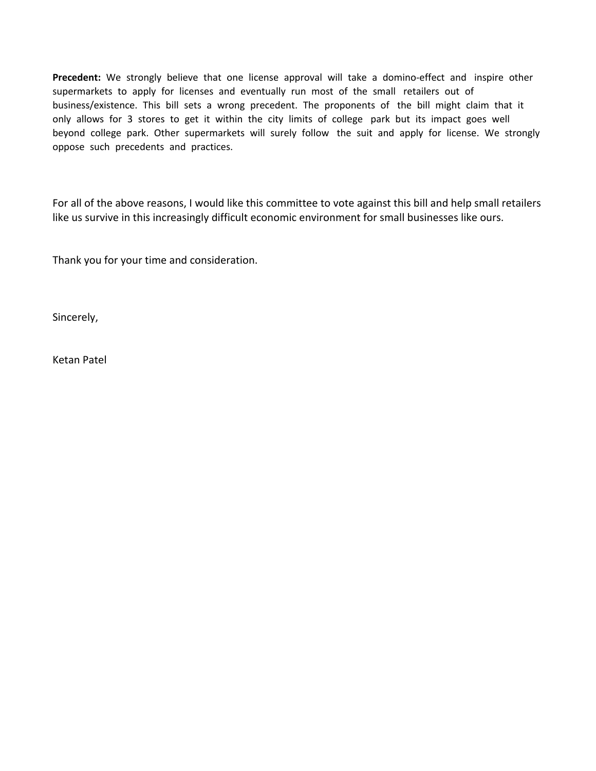**Precedent:** We strongly believe that one license approval will take a domino-effect and inspire other supermarkets to apply for licenses and eventually run most of the small retailers out of business/existence. This bill sets a wrong precedent. The proponents of the bill might claim that it only allows for 3 stores to get it within the city limits of college park but its impact goes well beyond college park. Other supermarkets will surely follow the suit and apply for license. We strongly oppose such precedents and practices.

For all of the above reasons, I would like this committee to vote against this bill and help small retailers like us survive in this increasingly difficult economic environment for small businesses like ours.

Thank you for your time and consideration.

Sincerely,

Ketan Patel